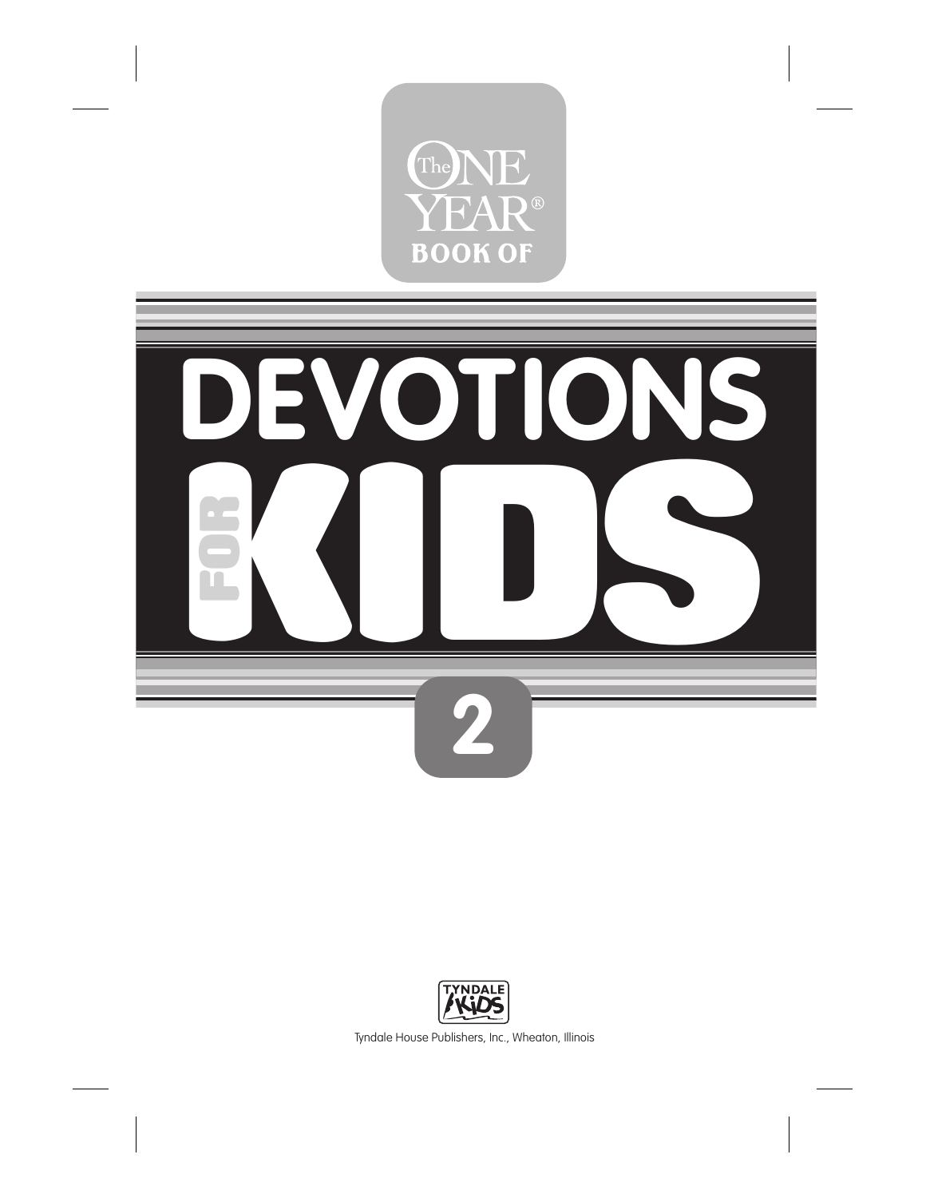The ONE YEAR® BOOK OF

# DEVOTIONS FOR KIDS

## 2

TYNDALE KIDS

Tyndale House Publishers, Inc., Wheaton, Illinois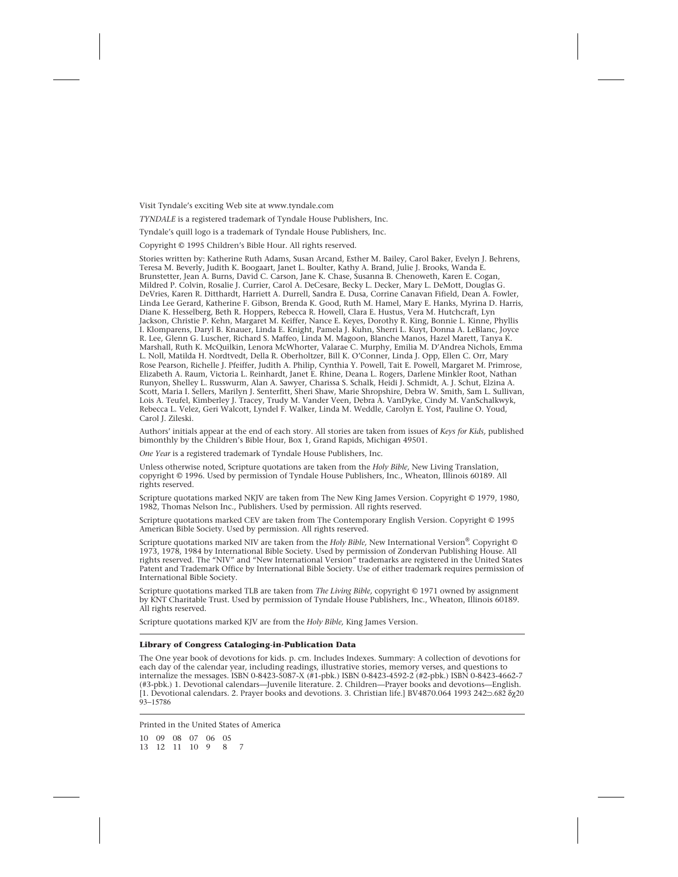Visit Tyndale's exciting Web site at www.tyndale.com

*TYNDALE* is a registered trademark of Tyndale House Publishers, Inc.

Tyndale's quill logo is a trademark of Tyndale House Publishers, Inc.

Copyright © 1995 Children's Bible Hour. All rights reserved.

Stories written by: Katherine Ruth Adams, Susan Arcand, Esther M. Bailey, Carol Baker, Evelyn J. Behrens, Teresa M. Beverly, Judith K. Boogaart, Janet L. Boulter, Kathy A. Brand, Julie J. Brooks, Wanda E. Brunstetter, Jean A. Burns, David C. Carson, Jane K. Chase, Susanna B. Chenoweth, Karen E. Cogan, Mildred P. Colvin, Rosalie J. Currier, Carol A. DeCesare, Becky L. Decker, Mary L. DeMott, Douglas G. DeVries, Karen R. Ditthardt, Harriett A. Durrell, Sandra E. Dusa, Corrine Canavan Fifield, Dean A. Fowler, Linda Lee Gerard, Katherine F. Gibson, Brenda K. Good, Ruth M. Hamel, Mary E. Hanks, Myrina D. Harris, Diane K. Hesselberg, Beth R. Hoppers, Rebecca R. Howell, Clara E. Hustus, Vera M. Hutchcraft, Lyn Jackson, Christie P. Kehn, Margaret M. Keiffer, Nance E. Keyes, Dorothy R. King, Bonnie L. Kinne, Phyllis I. Klomparens, Daryl B. Knauer, Linda E. Knight, Pamela J. Kuhn, Sherri L. Kuyt, Donna A. LeBlanc, Joyce R. Lee, Glenn G. Luscher, Richard S. Maffeo, Linda M. Magoon, Blanche Manos, Hazel Marett, Tanya K. Marshall, Ruth K. McQuilkin, Lenora McWhorter, Valarae C. Murphy, Emilia M. D'Andrea Nichols, Emma L. Noll, Matilda H. Nordtvedt, Della R. Oberholtzer, Bill K. O'Conner, Linda J. Opp, Ellen C. Orr, Mary Rose Pearson, Richelle J. Pfeiffer, Judith A. Philip, Cynthia Y. Powell, Tait E. Powell, Margaret M. Primrose, Elizabeth A. Raum, Victoria L. Reinhardt, Janet E. Rhine, Deana L. Rogers, Darlene Minkler Root, Nathan Runyon, Shelley L. Russwurm, Alan A. Sawyer, Charissa S. Schalk, Heidi J. Schmidt, A. J. Schut, Elzina A. Scott, Maria I. Sellers, Marilyn J. Senterfitt, Sheri Shaw, Marie Shropshire, Debra W. Smith, Sam L. Sullivan, Lois A. Teufel, Kimberley J. Tracey, Trudy M. Vander Veen, Debra A. VanDyke, Cindy M. VanSchalkwyk, Rebecca L. Velez, Geri Walcott, Lyndel F. Walker, Linda M. Weddle, Carolyn E. Yost, Pauline O. Youd, Carol J. Zileski.

Authors' initials appear at the end of each story. All stories are taken from issues of *Keys for Kids,* published bimonthly by the Children's Bible Hour, Box 1, Grand Rapids, Michigan 49501.

*One Year* is a registered trademark of Tyndale House Publishers, Inc.

Unless otherwise noted, Scripture quotations are taken from the *Holy Bible,* New Living Translation, copyright © 1996. Used by permission of Tyndale House Publishers, Inc., Wheaton, Illinois 60189. All rights reserved.

Scripture quotations marked NKJV are taken from The New King James Version. Copyright © 1979, 1980, 1982, Thomas Nelson Inc., Publishers. Used by permission. All rights reserved.

Scripture quotations marked CEV are taken from The Contemporary English Version. Copyright © 1995 American Bible Society. Used by permission. All rights reserved.

Scripture quotations marked NIV are taken from the *Holy Bible,* New International Version®. Copyright © 1973, 1978, 1984 by International Bible Society. Used by permission of Zondervan Publishing House. All rights reserved. The "NIV" and "New International Version" trademarks are registered in the United States Patent and Trademark Office by International Bible Society. Use of either trademark requires permission of International Bible Society.

Scripture quotations marked TLB are taken from *The Living Bible,* copyright © 1971 owned by assignment by KNT Charitable Trust. Used by permission of Tyndale House Publishers, Inc., Wheaton, Illinois 60189. All rights reserved.

Scripture quotations marked KJV are from the *Holy Bible,* King James Version.

---

**Library of Congress Cataloging-in-Publication Data**

The One year book of devotions for kids. p. cm. Includes Indexes. Summary: A collection of devotions for each day of the calendar year, including readings, illustrative stories, memory verses, and questions to internalize the messages. ISBN 0-8423-5087-X (#1-pbk.) ISBN 0-8423-4592-2 (#2-pbk.) ISBN 0-8423-4662-7 (#3-pbk.) 1. Devotional calendars—Juvenile literature. 2. Children—Prayer books and devotions—English. [1. Devotional calendars. 2. Prayer books and devotions. 3. Christian life.] BV4870.064 1993 242⊃.682 δχ20 93–15786

---

Printed in the United States of America

10 09 08 07 06 05
13 12 11 10 9 8 7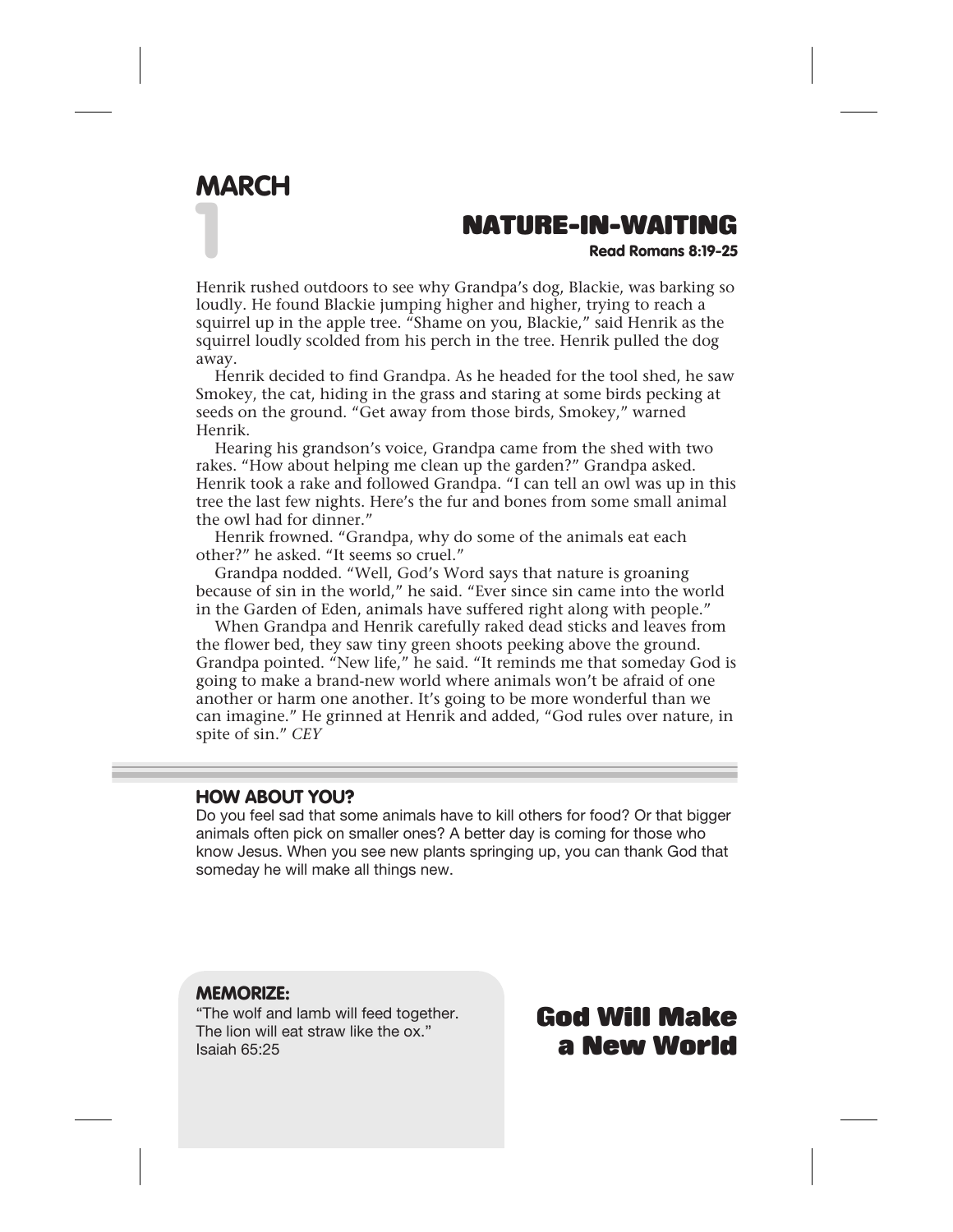# MARCH 1

## NATURE-IN-WAITING

**Read Romans 8:19-25**

Henrik rushed outdoors to see why Grandpa's dog, Blackie, was barking so loudly. He found Blackie jumping higher and higher, trying to reach a squirrel up in the apple tree. "Shame on you, Blackie," said Henrik as the squirrel loudly scolded from his perch in the tree. Henrik pulled the dog away.

Henrik decided to find Grandpa. As he headed for the tool shed, he saw Smokey, the cat, hiding in the grass and staring at some birds pecking at seeds on the ground. "Get away from those birds, Smokey," warned Henrik.

Hearing his grandson's voice, Grandpa came from the shed with two rakes. "How about helping me clean up the garden?" Grandpa asked. Henrik took a rake and followed Grandpa. "I can tell an owl was up in this tree the last few nights. Here's the fur and bones from some small animal the owl had for dinner."

Henrik frowned. "Grandpa, why do some of the animals eat each other?" he asked. "It seems so cruel."

Grandpa nodded. "Well, God's Word says that nature is groaning because of sin in the world," he said. "Ever since sin came into the world in the Garden of Eden, animals have suffered right along with people."

When Grandpa and Henrik carefully raked dead sticks and leaves from the flower bed, they saw tiny green shoots peeking above the ground. Grandpa pointed. "New life," he said. "It reminds me that someday God is going to make a brand-new world where animals won't be afraid of one another or harm one another. It's going to be more wonderful than we can imagine." He grinned at Henrik and added, "God rules over nature, in spite of sin." *CEY*

### HOW ABOUT YOU?

Do you feel sad that some animals have to kill others for food? Or that bigger animals often pick on smaller ones? A better day is coming for those who know Jesus. When you see new plants springing up, you can thank God that someday he will make all things new.

### MEMORIZE:

"The wolf and lamb will feed together. The lion will eat straw like the ox."
Isaiah 65:25

## God Will Make a New World